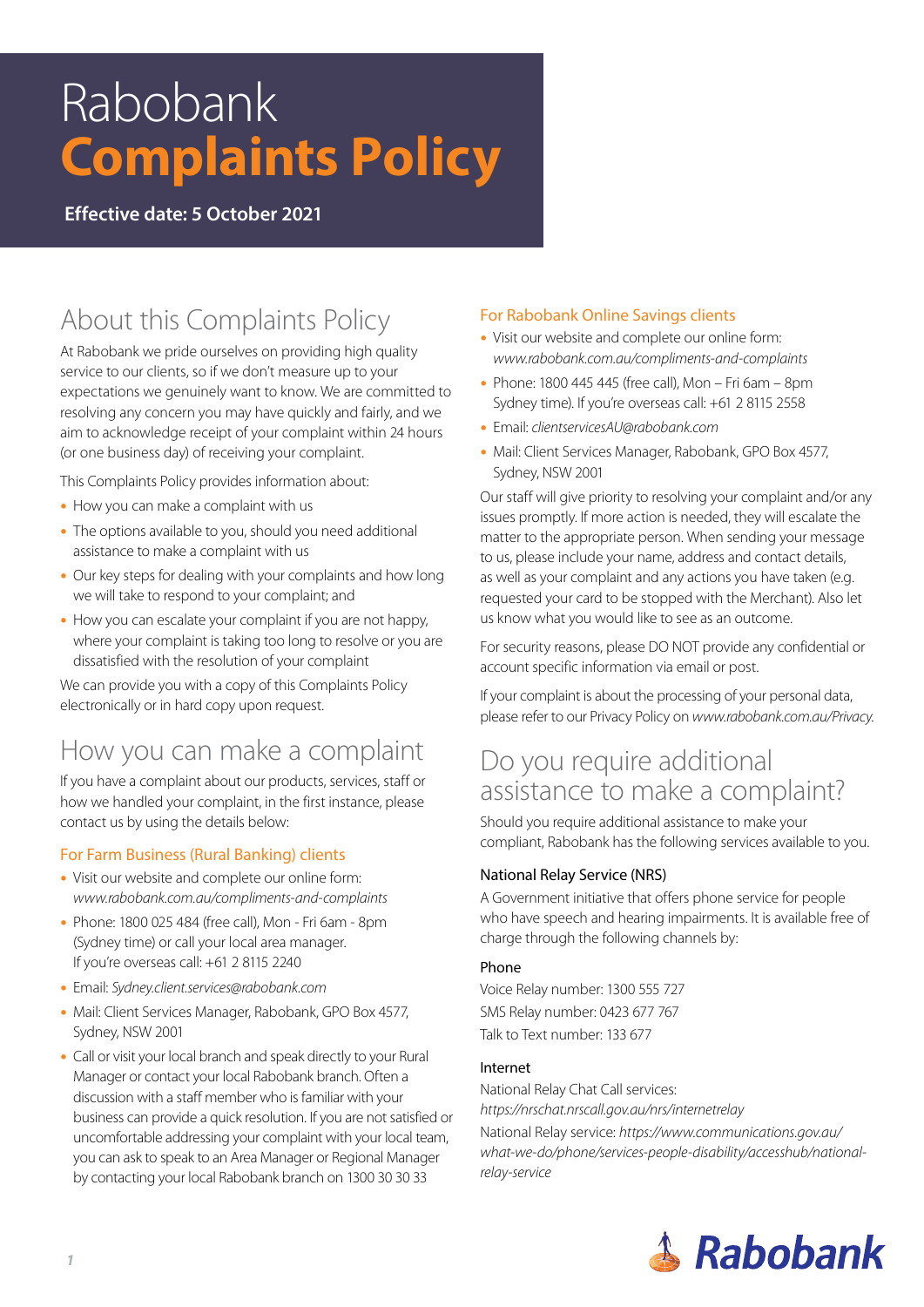# Rabobank **Complaints Policy**

**Effective date: 5 October 2021**

## About this Complaints Policy

At Rabobank we pride ourselves on providing high quality service to our clients, so if we don't measure up to your expectations we genuinely want to know. We are committed to resolving any concern you may have quickly and fairly, and we aim to acknowledge receipt of your complaint within 24 hours (or one business day) of receiving your complaint.

This Complaints Policy provides information about:

- How you can make a complaint with us
- The options available to you, should you need additional assistance to make a complaint with us
- Our key steps for dealing with your complaints and how long we will take to respond to your complaint; and
- How you can escalate your complaint if you are not happy, where your complaint is taking too long to resolve or you are dissatisfied with the resolution of your complaint

We can provide you with a copy of this Complaints Policy electronically or in hard copy upon request.

## How you can make a complaint

If you have a complaint about our products, services, staff or how we handled your complaint, in the first instance, please contact us by using the details below:

### For Farm Business (Rural Banking) clients

- Visit our website and complete our online form: *www.rabobank.com.au/compliments-and-complaints*
- Phone: 1800 025 484 (free call), Mon - Fri 6am - 8pm (Sydney time) or call your local area manager. If you're overseas call: +61 2 8115 2240
- Email: *Sydney.client.services@rabobank.com*
- Mail: Client Services Manager, Rabobank, GPO Box 4577, Sydney, NSW 2001
- Call or visit your local branch and speak directly to your Rural Manager or contact your local Rabobank branch. Often a discussion with a staff member who is familiar with your business can provide a quick resolution. If you are not satisfied or uncomfortable addressing your complaint with your local team, you can ask to speak to an Area Manager or Regional Manager by contacting your local Rabobank branch on 1300 30 30 33

### For Rabobank Online Savings clients

- Visit our website and complete our online form: *www.rabobank.com.au/compliments-and-complaints*
- Phone: 1800 445 445 (free call), Mon – Fri 6am – 8pm Sydney time). If you're overseas call: +61 2 8115 2558
- Email: *clientservicesAU@rabobank.com*
- Mail: Client Services Manager, Rabobank, GPO Box 4577, Sydney, NSW 2001

Our staff will give priority to resolving your complaint and/or any issues promptly. If more action is needed, they will escalate the matter to the appropriate person. When sending your message to us, please include your name, address and contact details, as well as your complaint and any actions you have taken (e.g. requested your card to be stopped with the Merchant). Also let us know what you would like to see as an outcome.

For security reasons, please DO NOT provide any confidential or account specific information via email or post.

If your complaint is about the processing of your personal data, please refer to our Privacy Policy on *www.rabobank.com.au/Privacy.*

## Do you require additional assistance to make a complaint?

Should you require additional assistance to make your compliant, Rabobank has the following services available to you.

### National Relay Service (NRS)

A Government initiative that offers phone service for people who have speech and hearing impairments. It is available free of charge through the following channels by:

#### Phone

Voice Relay number: 1300 555 727
SMS Relay number: 0423 677 767
Talk to Text number: 133 677

#### Internet

National Relay Chat Call services: *https://nrschat.nrscall.gov.au/nrs/internetrelay*

National Relay service: *https://www.communications.gov.au/what-we-do/phone/services-people-disability/accesshub/national-relay-service*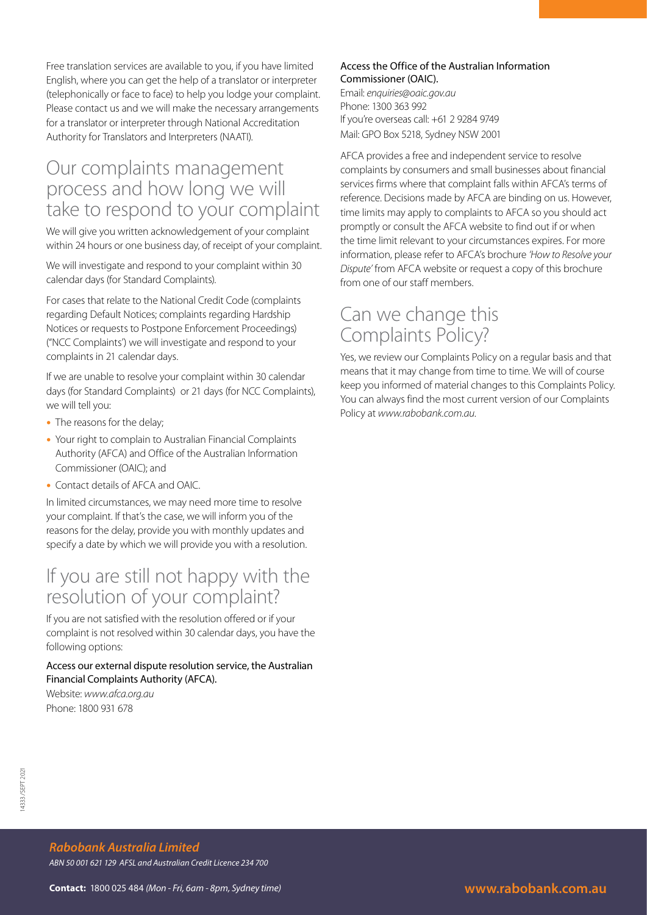Free translation services are available to you, if you have limited English, where you can get the help of a translator or interpreter (telephonically or face to face) to help you lodge your complaint. Please contact us and we will make the necessary arrangements for a translator or interpreter through National Accreditation Authority for Translators and Interpreters (NAATI).

## Our complaints management process and how long we will take to respond to your complaint

We will give you written acknowledgement of your complaint within 24 hours or one business day, of receipt of your complaint.

We will investigate and respond to your complaint within 30 calendar days (for Standard Complaints).

For cases that relate to the National Credit Code (complaints regarding Default Notices; complaints regarding Hardship Notices or requests to Postpone Enforcement Proceedings) ("NCC Complaints') we will investigate and respond to your complaints in 21 calendar days.

If we are unable to resolve your complaint within 30 calendar days (for Standard Complaints) or 21 days (for NCC Complaints), we will tell you:

- The reasons for the delay;
- Your right to complain to Australian Financial Complaints Authority (AFCA) and Office of the Australian Information Commissioner (OAIC); and
- Contact details of AFCA and OAIC.

In limited circumstances, we may need more time to resolve your complaint. If that's the case, we will inform you of the reasons for the delay, provide you with monthly updates and specify a date by which we will provide you with a resolution.

## If you are still not happy with the resolution of your complaint?

If you are not satisfied with the resolution offered or if your complaint is not resolved within 30 calendar days, you have the following options:

Access our external dispute resolution service, the Australian Financial Complaints Authority (AFCA).

Website: *www.afca.org.au*
Phone: 1800 931 678

Access the Office of the Australian Information Commissioner (OAIC).

Email: *enquiries@oaic.gov.au*
Phone: 1300 363 992
If you're overseas call: +61 2 9284 9749
Mail: GPO Box 5218, Sydney NSW 2001

AFCA provides a free and independent service to resolve complaints by consumers and small businesses about financial services firms where that complaint falls within AFCA's terms of reference. Decisions made by AFCA are binding on us. However, time limits may apply to complaints to AFCA so you should act promptly or consult the AFCA website to find out if or when the time limit relevant to your circumstances expires. For more information, please refer to AFCA's brochure *'How to Resolve your Dispute'* from AFCA website or request a copy of this brochure from one of our staff members.

## Can we change this Complaints Policy?

Yes, we review our Complaints Policy on a regular basis and that means that it may change from time to time. We will of course keep you informed of material changes to this Complaints Policy. You can always find the most current version of our Complaints Policy at *www.rabobank.com.au.*

14333 /SEPT 2021

***Rabobank Australia Limited***

*ABN 50 001 621 129 AFSL and Australian Credit Licence 234 700*

**Contact:** 1800 025 484 *(Mon - Fri, 6am - 8pm, Sydney time)*

**www.rabobank.com.au**